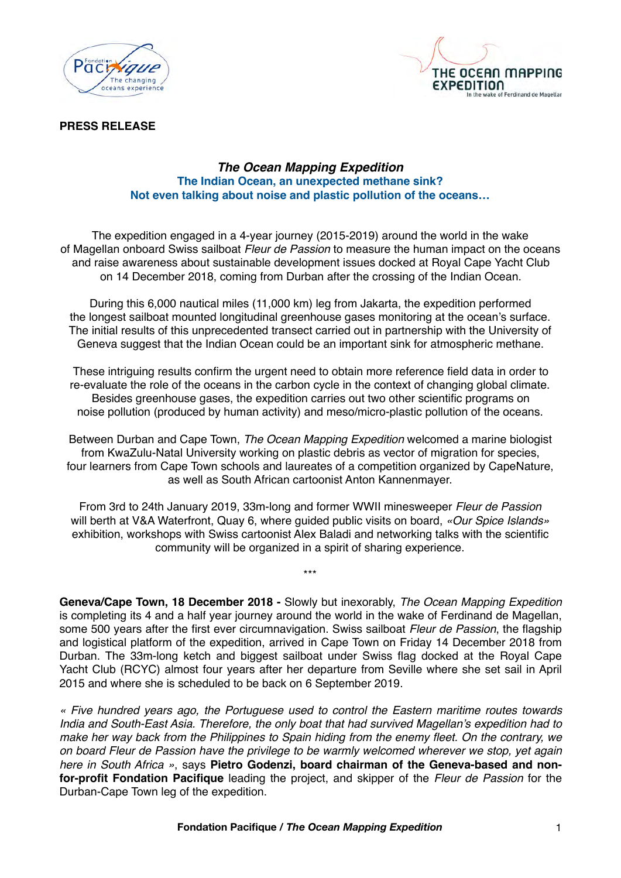**PRESS RELEASE**

# *The Ocean Mapping Expedition*

## The Indian Ocean, an unexpected methane sink?
## Not even talking about noise and plastic pollution of the oceans…

The expedition engaged in a 4-year journey (2015-2019) around the world in the wake of Magellan onboard Swiss sailboat *Fleur de Passion* to measure the human impact on the oceans and raise awareness about sustainable development issues docked at Royal Cape Yacht Club on 14 December 2018, coming from Durban after the crossing of the Indian Ocean.

During this 6,000 nautical miles (11,000 km) leg from Jakarta, the expedition performed the longest sailboat mounted longitudinal greenhouse gases monitoring at the ocean's surface. The initial results of this unprecedented transect carried out in partnership with the University of Geneva suggest that the Indian Ocean could be an important sink for atmospheric methane.

These intriguing results confirm the urgent need to obtain more reference field data in order to re-evaluate the role of the oceans in the carbon cycle in the context of changing global climate. Besides greenhouse gases, the expedition carries out two other scientific programs on noise pollution (produced by human activity) and meso/micro-plastic pollution of the oceans.

Between Durban and Cape Town, *The Ocean Mapping Expedition* welcomed a marine biologist from KwaZulu-Natal University working on plastic debris as vector of migration for species, four learners from Cape Town schools and laureates of a competition organized by CapeNature, as well as South African cartoonist Anton Kannenmayer.

From 3rd to 24th January 2019, 33m-long and former WWII minesweeper *Fleur de Passion* will berth at V&A Waterfront, Quay 6, where guided public visits on board, *«Our Spice Islands»* exhibition, workshops with Swiss cartoonist Alex Baladi and networking talks with the scientific community will be organized in a spirit of sharing experience.

\*\*\*

**Geneva/Cape Town, 18 December 2018 -** Slowly but inexorably, *The Ocean Mapping Expedition* is completing its 4 and a half year journey around the world in the wake of Ferdinand de Magellan, some 500 years after the first ever circumnavigation. Swiss sailboat *Fleur de Passion*, the flagship and logistical platform of the expedition, arrived in Cape Town on Friday 14 December 2018 from Durban. The 33m-long ketch and biggest sailboat under Swiss flag docked at the Royal Cape Yacht Club (RCYC) almost four years after her departure from Seville where she set sail in April 2015 and where she is scheduled to be back on 6 September 2019.

*« Five hundred years ago, the Portuguese used to control the Eastern maritime routes towards India and South-East Asia. Therefore, the only boat that had survived Magellan's expedition had to make her way back from the Philippines to Spain hiding from the enemy fleet. On the contrary, we on board Fleur de Passion have the privilege to be warmly welcomed wherever we stop, yet again here in South Africa »*, says **Pietro Godenzi, board chairman of the Geneva-based and non-for-profit Fondation Pacifique** leading the project, and skipper of the *Fleur de Passion* for the Durban-Cape Town leg of the expedition.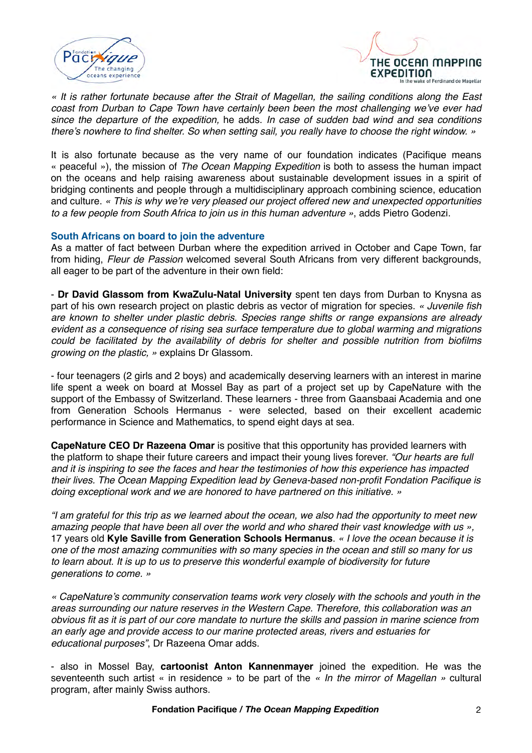*« It is rather fortunate because after the Strait of Magellan, the sailing conditions along the East coast from Durban to Cape Town have certainly been been the most challenging we've ever had since the departure of the expedition,* he adds. *In case of sudden bad wind and sea conditions there's nowhere to find shelter. So when setting sail, you really have to choose the right window. »*

It is also fortunate because as the very name of our foundation indicates (Pacifique means « peaceful »), the mission of *The Ocean Mapping Expedition* is both to assess the human impact on the oceans and help raising awareness about sustainable development issues in a spirit of bridging continents and people through a multidisciplinary approach combining science, education and culture. *« This is why we're very pleased our project offered new and unexpected opportunities to a few people from South Africa to join us in this human adventure »*, adds Pietro Godenzi.

### South Africans on board to join the adventure

As a matter of fact between Durban where the expedition arrived in October and Cape Town, far from hiding, *Fleur de Passion* welcomed several South Africans from very different backgrounds, all eager to be part of the adventure in their own field:

- **Dr David Glassom from KwaZulu-Natal University** spent ten days from Durban to Knysna as part of his own research project on plastic debris as vector of migration for species. *« Juvenile fish are known to shelter under plastic debris. Species range shifts or range expansions are already evident as a consequence of rising sea surface temperature due to global warming and migrations could be facilitated by the availability of debris for shelter and possible nutrition from biofilms growing on the plastic, »* explains Dr Glassom.

- four teenagers (2 girls and 2 boys) and academically deserving learners with an interest in marine life spent a week on board at Mossel Bay as part of a project set up by CapeNature with the support of the Embassy of Switzerland. These learners - three from Gaansbaai Academia and one from Generation Schools Hermanus - were selected, based on their excellent academic performance in Science and Mathematics, to spend eight days at sea.

**CapeNature CEO Dr Razeena Omar** is positive that this opportunity has provided learners with the platform to shape their future careers and impact their young lives forever. *"Our hearts are full and it is inspiring to see the faces and hear the testimonies of how this experience has impacted their lives. The Ocean Mapping Expedition lead by Geneva-based non-profit Fondation Pacifique is doing exceptional work and we are honored to have partnered on this initiative. »*

*"I am grateful for this trip as we learned about the ocean, we also had the opportunity to meet new amazing people that have been all over the world and who shared their vast knowledge with us »,* 17 years old **Kyle Saville from Generation Schools Hermanus**. *« I love the ocean because it is one of the most amazing communities with so many species in the ocean and still so many for us to learn about. It is up to us to preserve this wonderful example of biodiversity for future generations to come. »*

*« CapeNature's community conservation teams work very closely with the schools and youth in the areas surrounding our nature reserves in the Western Cape. Therefore, this collaboration was an obvious fit as it is part of our core mandate to nurture the skills and passion in marine science from an early age and provide access to our marine protected areas, rivers and estuaries for educational purposes"*, Dr Razeena Omar adds.

- also in Mossel Bay, **cartoonist Anton Kannenmayer** joined the expedition. He was the seventeenth such artist « in residence » to be part of the *« In the mirror of Magellan »* cultural program, after mainly Swiss authors.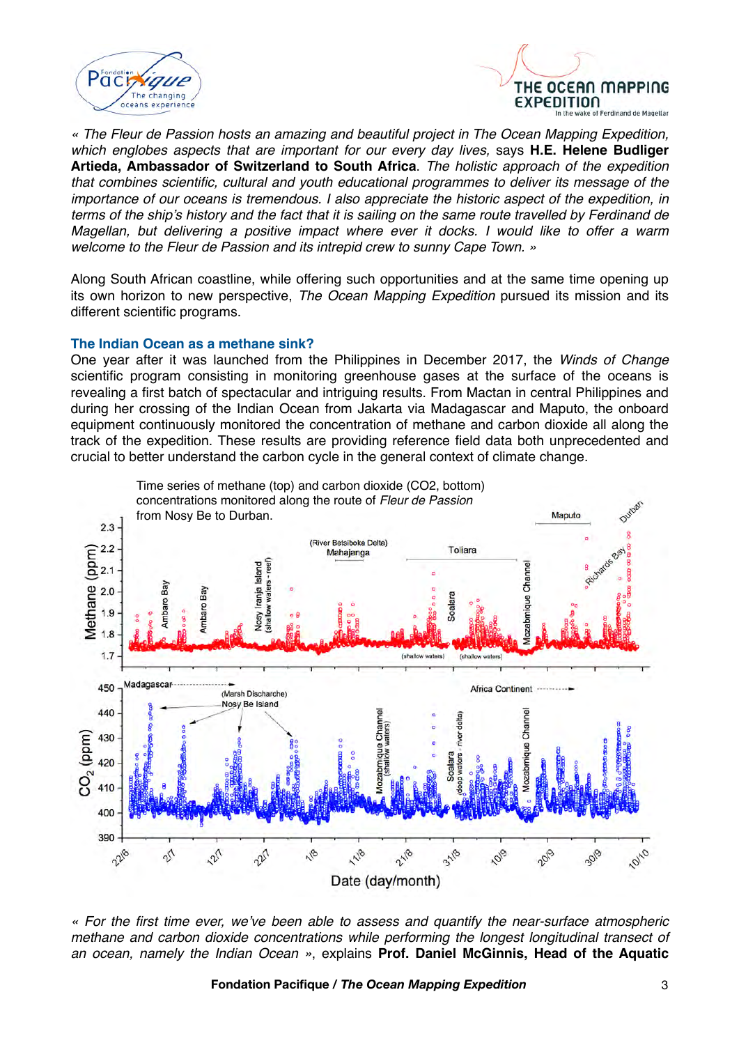*« The Fleur de Passion hosts an amazing and beautiful project in The Ocean Mapping Expedition, which englobes aspects that are important for our every day lives,* says **H.E. Helene Budliger Artieda, Ambassador of Switzerland to South Africa**. *The holistic approach of the expedition that combines scientific, cultural and youth educational programmes to deliver its message of the importance of our oceans is tremendous. I also appreciate the historic aspect of the expedition, in terms of the ship's history and the fact that it is sailing on the same route travelled by Ferdinand de Magellan, but delivering a positive impact where ever it docks. I would like to offer a warm welcome to the Fleur de Passion and its intrepid crew to sunny Cape Town. »*

Along South African coastline, while offering such opportunities and at the same time opening up its own horizon to new perspective, *The Ocean Mapping Expedition* pursued its mission and its different scientific programs.

### The Indian Ocean as a methane sink?

One year after it was launched from the Philippines in December 2017, the *Winds of Change* scientific program consisting in monitoring greenhouse gases at the surface of the oceans is revealing a first batch of spectacular and intriguing results. From Mactan in central Philippines and during her crossing of the Indian Ocean from Jakarta via Madagascar and Maputo, the onboard equipment continuously monitored the concentration of methane and carbon dioxide all along the track of the expedition. These results are providing reference field data both unprecedented and crucial to better understand the carbon cycle in the general context of climate change.

Time series of methane (top) and carbon dioxide (CO2, bottom) concentrations monitored along the route of *Fleur de Passion* from Nosy Be to Durban.

*« For the first time ever, we've been able to assess and quantify the near-surface atmospheric methane and carbon dioxide concentrations while performing the longest longitudinal transect of an ocean, namely the Indian Ocean »*, explains **Prof. Daniel McGinnis, Head of the Aquatic**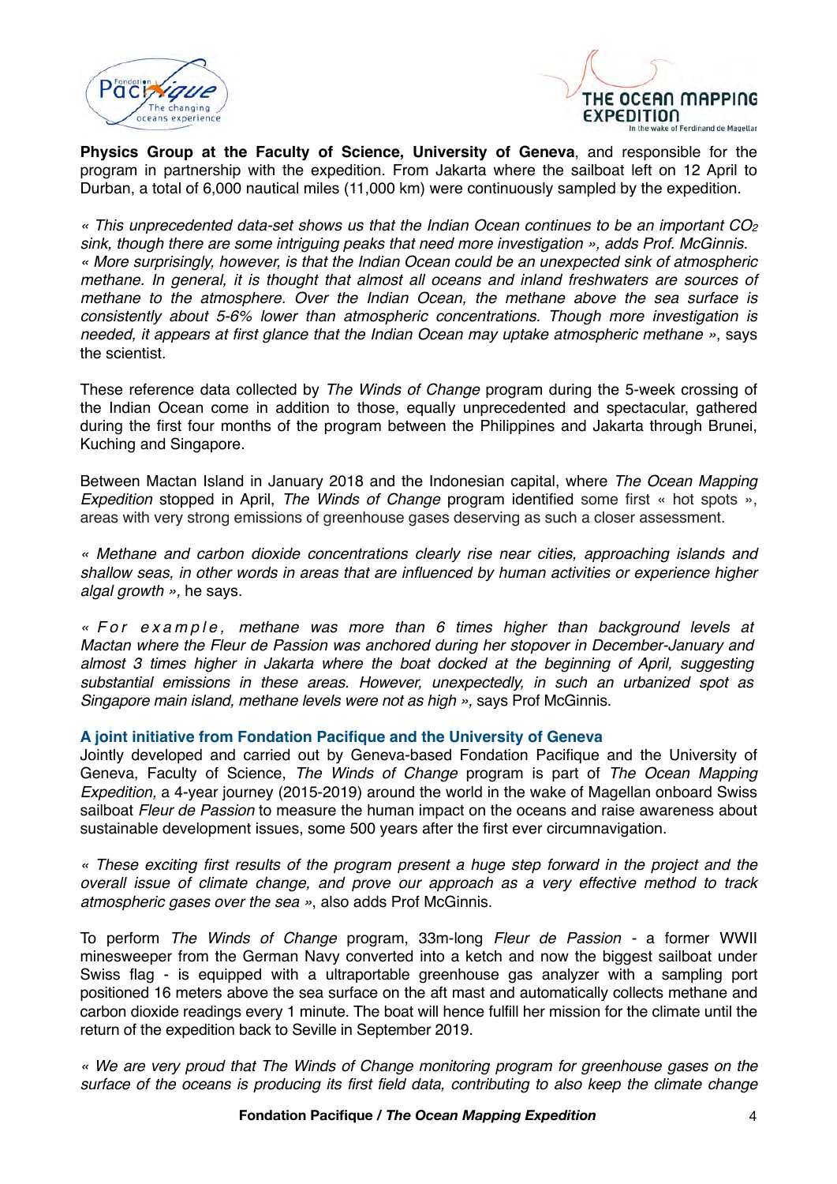**Physics Group at the Faculty of Science, University of Geneva**, and responsible for the program in partnership with the expedition. From Jakarta where the sailboat left on 12 April to Durban, a total of 6,000 nautical miles (11,000 km) were continuously sampled by the expedition.

*« This unprecedented data-set shows us that the Indian Ocean continues to be an important $CO_2$ sink, though there are some intriguing peaks that need more investigation »*, adds Prof. McGinnis. *« More surprisingly, however, is that the Indian Ocean could be an unexpected sink of atmospheric methane. In general, it is thought that almost all oceans and inland freshwaters are sources of methane to the atmosphere. Over the Indian Ocean, the methane above the sea surface is consistently about 5-6% lower than atmospheric concentrations. Though more investigation is needed, it appears at first glance that the Indian Ocean may uptake atmospheric methane »*, says the scientist.

These reference data collected by *The Winds of Change* program during the 5-week crossing of the Indian Ocean come in addition to those, equally unprecedented and spectacular, gathered during the first four months of the program between the Philippines and Jakarta through Brunei, Kuching and Singapore.

Between Mactan Island in January 2018 and the Indonesian capital, where *The Ocean Mapping Expedition* stopped in April, *The Winds of Change* program identified some first « hot spots », areas with very strong emissions of greenhouse gases deserving as such a closer assessment.

*« Methane and carbon dioxide concentrations clearly rise near cities, approaching islands and shallow seas, in other words in areas that are influenced by human activities or experience higher algal growth »,* he says.

*« For example, methane was more than 6 times higher than background levels at Mactan where the Fleur de Passion was anchored during her stopover in December-January and almost 3 times higher in Jakarta where the boat docked at the beginning of April, suggesting substantial emissions in these areas. However, unexpectedly, in such an urbanized spot as Singapore main island, methane levels were not as high »,* says Prof McGinnis.

### A joint initiative from Fondation Pacifique and the University of Geneva

Jointly developed and carried out by Geneva-based Fondation Pacifique and the University of Geneva, Faculty of Science, *The Winds of Change* program is part of *The Ocean Mapping Expedition,* a 4-year journey (2015-2019) around the world in the wake of Magellan onboard Swiss sailboat *Fleur de Passion* to measure the human impact on the oceans and raise awareness about sustainable development issues, some 500 years after the first ever circumnavigation.

*« These exciting first results of the program present a huge step forward in the project and the overall issue of climate change, and prove our approach as a very effective method to track atmospheric gases over the sea »*, also adds Prof McGinnis.

To perform *The Winds of Change* program, 33m-long *Fleur de Passion* - a former WWII minesweeper from the German Navy converted into a ketch and now the biggest sailboat under Swiss flag - is equipped with a ultraportable greenhouse gas analyzer with a sampling port positioned 16 meters above the sea surface on the aft mast and automatically collects methane and carbon dioxide readings every 1 minute. The boat will hence fulfill her mission for the climate until the return of the expedition back to Seville in September 2019.

*« We are very proud that The Winds of Change monitoring program for greenhouse gases on the surface of the oceans is producing its first field data, contributing to also keep the climate change*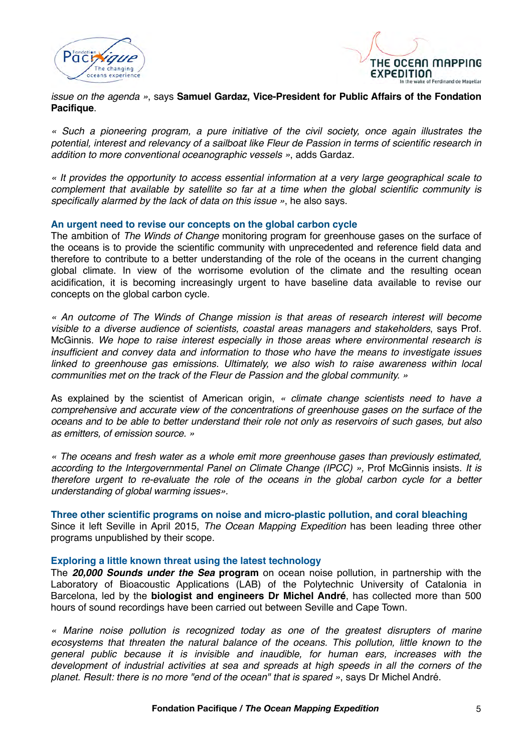*issue on the agenda »*, says **Samuel Gardaz, Vice-President for Public Affairs of the Fondation Pacifique**.

*« Such a pioneering program, a pure initiative of the civil society, once again illustrates the potential, interest and relevancy of a sailboat like Fleur de Passion in terms of scientific research in addition to more conventional oceanographic vessels »*, adds Gardaz.

*« It provides the opportunity to access essential information at a very large geographical scale to complement that available by satellite so far at a time when the global scientific community is specifically alarmed by the lack of data on this issue »*, he also says.

### An urgent need to revise our concepts on the global carbon cycle

The ambition of *The Winds of Change* monitoring program for greenhouse gases on the surface of the oceans is to provide the scientific community with unprecedented and reference field data and therefore to contribute to a better understanding of the role of the oceans in the current changing global climate. In view of the worrisome evolution of the climate and the resulting ocean acidification, it is becoming increasingly urgent to have baseline data available to revise our concepts on the global carbon cycle.

*« An outcome of The Winds of Change mission is that areas of research interest will become visible to a diverse audience of scientists, coastal areas managers and stakeholders*, says Prof. McGinnis. *We hope to raise interest especially in those areas where environmental research is insufficient and convey data and information to those who have the means to investigate issues linked to greenhouse gas emissions. Ultimately, we also wish to raise awareness within local communities met on the track of the Fleur de Passion and the global community. »*

As explained by the scientist of American origin, *« climate change scientists need to have a comprehensive and accurate view of the concentrations of greenhouse gases on the surface of the oceans and to be able to better understand their role not only as reservoirs of such gases, but also as emitters, of emission source. »*

*« The oceans and fresh water as a whole emit more greenhouse gases than previously estimated, according to the Intergovernmental Panel on Climate Change (IPCC) »,* Prof McGinnis insists. *It is therefore urgent to re-evaluate the role of the oceans in the global carbon cycle for a better understanding of global warming issues».*

### Three other scientific programs on noise and micro-plastic pollution, and coral bleaching

Since it left Seville in April 2015, *The Ocean Mapping Expedition* has been leading three other programs unpublished by their scope.

### Exploring a little known threat using the latest technology

The ***20,000 Sounds under the Sea* program** on ocean noise pollution, in partnership with the Laboratory of Bioacoustic Applications (LAB) of the Polytechnic University of Catalonia in Barcelona, led by the **biologist and engineers Dr Michel André**, has collected more than 500 hours of sound recordings have been carried out between Seville and Cape Town.

*« Marine noise pollution is recognized today as one of the greatest disrupters of marine ecosystems that threaten the natural balance of the oceans. This pollution, little known to the general public because it is invisible and inaudible, for human ears, increases with the development of industrial activities at sea and spreads at high speeds in all the corners of the planet. Result: there is no more "end of the ocean" that is spared »*, says Dr Michel André.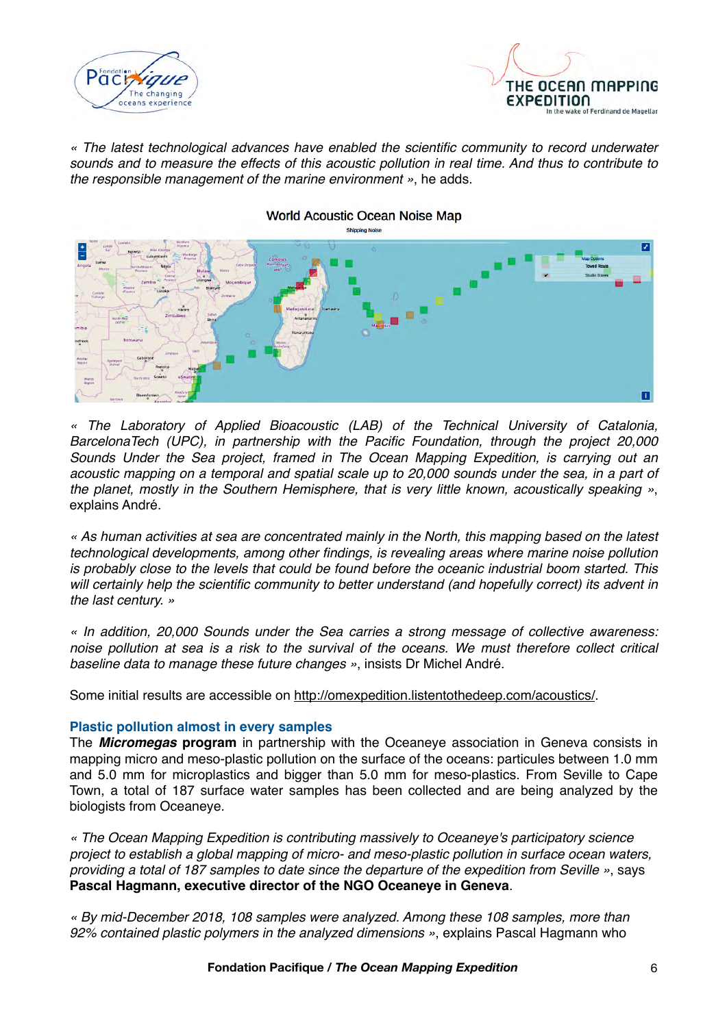*« The latest technological advances have enabled the scientific community to record underwater sounds and to measure the effects of this acoustic pollution in real time. And thus to contribute to the responsible management of the marine environment »*, he adds.

World Acoustic Ocean Noise Map

*« The Laboratory of Applied Bioacoustic (LAB) of the Technical University of Catalonia, BarcelonaTech (UPC), in partnership with the Pacific Foundation, through the project 20,000 Sounds Under the Sea project, framed in The Ocean Mapping Expedition, is carrying out an acoustic mapping on a temporal and spatial scale up to 20,000 sounds under the sea, in a part of the planet, mostly in the Southern Hemisphere, that is very little known, acoustically speaking »*, explains André.

*« As human activities at sea are concentrated mainly in the North, this mapping based on the latest technological developments, among other findings, is revealing areas where marine noise pollution is probably close to the levels that could be found before the oceanic industrial boom started. This will certainly help the scientific community to better understand (and hopefully correct) its advent in the last century. »*

*« In addition, 20,000 Sounds under the Sea carries a strong message of collective awareness: noise pollution at sea is a risk to the survival of the oceans. We must therefore collect critical baseline data to manage these future changes »*, insists Dr Michel André.

Some initial results are accessible on http://omexpedition.listentothedeep.com/acoustics/.

### Plastic pollution almost in every samples

The ***Micromegas* program** in partnership with the Oceaneye association in Geneva consists in mapping micro and meso-plastic pollution on the surface of the oceans: particules between 1.0 mm and 5.0 mm for microplastics and bigger than 5.0 mm for meso-plastics. From Seville to Cape Town, a total of 187 surface water samples has been collected and are being analyzed by the biologists from Oceaneye.

*« The Ocean Mapping Expedition is contributing massively to Oceaneye's participatory science project to establish a global mapping of micro- and meso-plastic pollution in surface ocean waters, providing a total of 187 samples to date since the departure of the expedition from Seville »*, says **Pascal Hagmann, executive director of the NGO Oceaneye in Geneva**.

*« By mid-December 2018, 108 samples were analyzed. Among these 108 samples, more than 92% contained plastic polymers in the analyzed dimensions »*, explains Pascal Hagmann who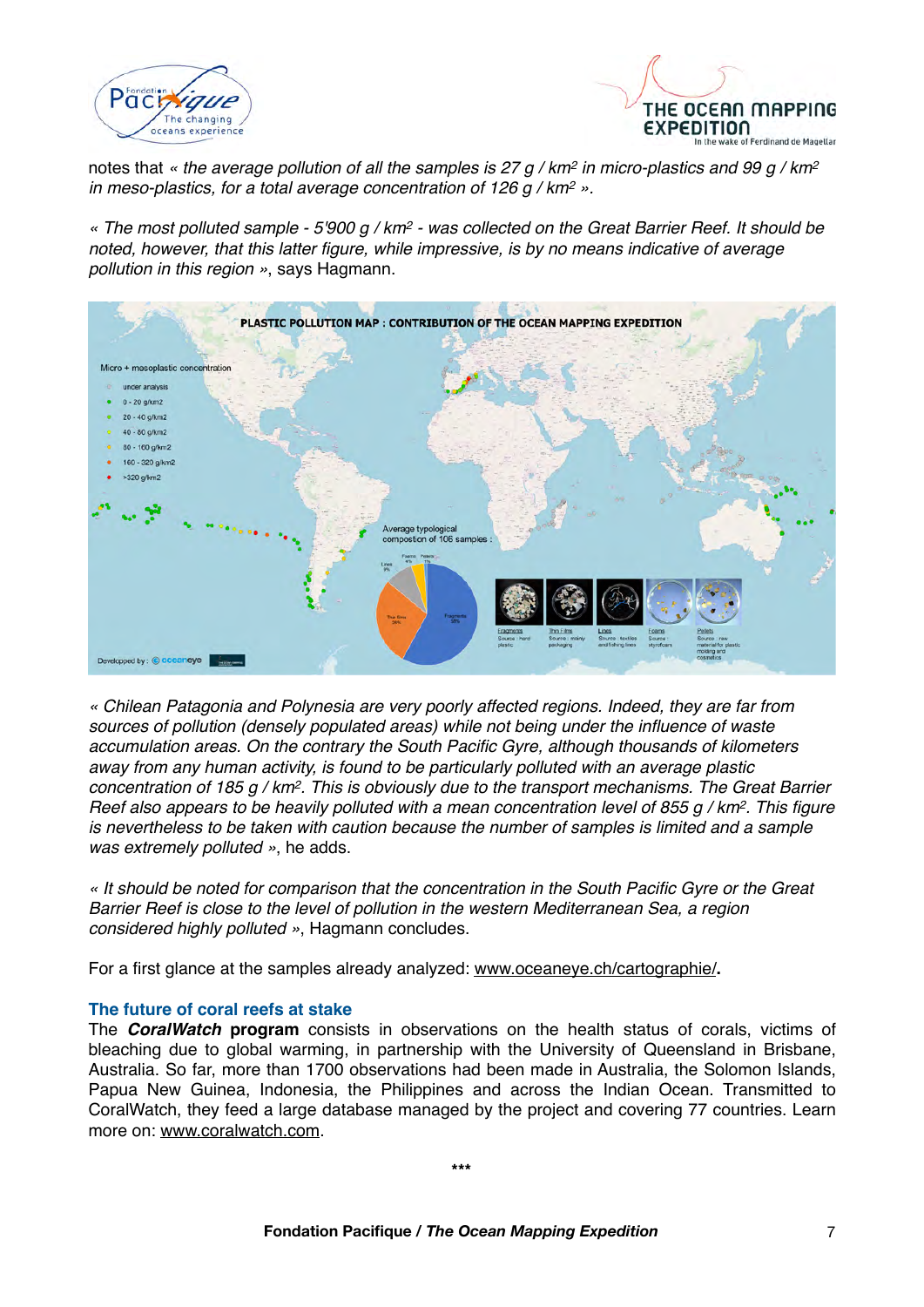notes that *« the average pollution of all the samples is 27 g / km² in micro-plastics and 99 g / km² in meso-plastics, for a total average concentration of 126 g / km² »*.

*« The most polluted sample - 5'900 g / km² - was collected on the Great Barrier Reef. It should be noted, however, that this latter figure, while impressive, is by no means indicative of average pollution in this region »*, says Hagmann.

*« Chilean Patagonia and Polynesia are very poorly affected regions. Indeed, they are far from sources of pollution (densely populated areas) while not being under the influence of waste accumulation areas. On the contrary the South Pacific Gyre, although thousands of kilometers away from any human activity, is found to be particularly polluted with an average plastic concentration of 185 g / km². This is obviously due to the transport mechanisms. The Great Barrier Reef also appears to be heavily polluted with a mean concentration level of 855 g / km². This figure is nevertheless to be taken with caution because the number of samples is limited and a sample was extremely polluted »*, he adds.

*« It should be noted for comparison that the concentration in the South Pacific Gyre or the Great Barrier Reef is close to the level of pollution in the western Mediterranean Sea, a region considered highly polluted »*, Hagmann concludes.

For a first glance at the samples already analyzed: www.oceaneye.ch/cartographie/**.**

### The future of coral reefs at stake

The ***CoralWatch* program** consists in observations on the health status of corals, victims of bleaching due to global warming, in partnership with the University of Queensland in Brisbane, Australia. So far, more than 1700 observations had been made in Australia, the Solomon Islands, Papua New Guinea, Indonesia, the Philippines and across the Indian Ocean. Transmitted to CoralWatch, they feed a large database managed by the project and covering 77 countries. Learn more on: www.coralwatch.com.

***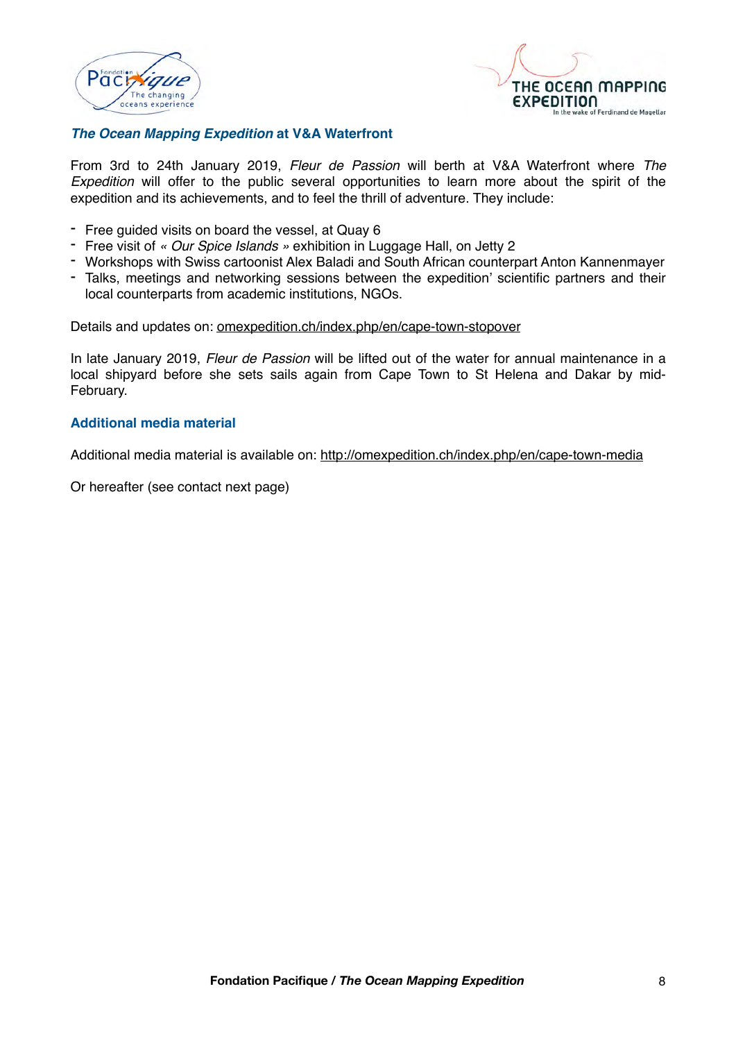### *The Ocean Mapping Expedition* at V&A Waterfront

From 3rd to 24th January 2019, *Fleur de Passion* will berth at V&A Waterfront where *The Expedition* will offer to the public several opportunities to learn more about the spirit of the expedition and its achievements, and to feel the thrill of adventure. They include:

- Free guided visits on board the vessel, at Quay 6
- Free visit of *« Our Spice Islands »* exhibition in Luggage Hall, on Jetty 2
- Workshops with Swiss cartoonist Alex Baladi and South African counterpart Anton Kannenmayer
- Talks, meetings and networking sessions between the expedition' scientific partners and their local counterparts from academic institutions, NGOs.

Details and updates on: omexpedition.ch/index.php/en/cape-town-stopover

In late January 2019, *Fleur de Passion* will be lifted out of the water for annual maintenance in a local shipyard before she sets sails again from Cape Town to St Helena and Dakar by mid-February.

### Additional media material

Additional media material is available on: http://omexpedition.ch/index.php/en/cape-town-media

Or hereafter (see contact next page)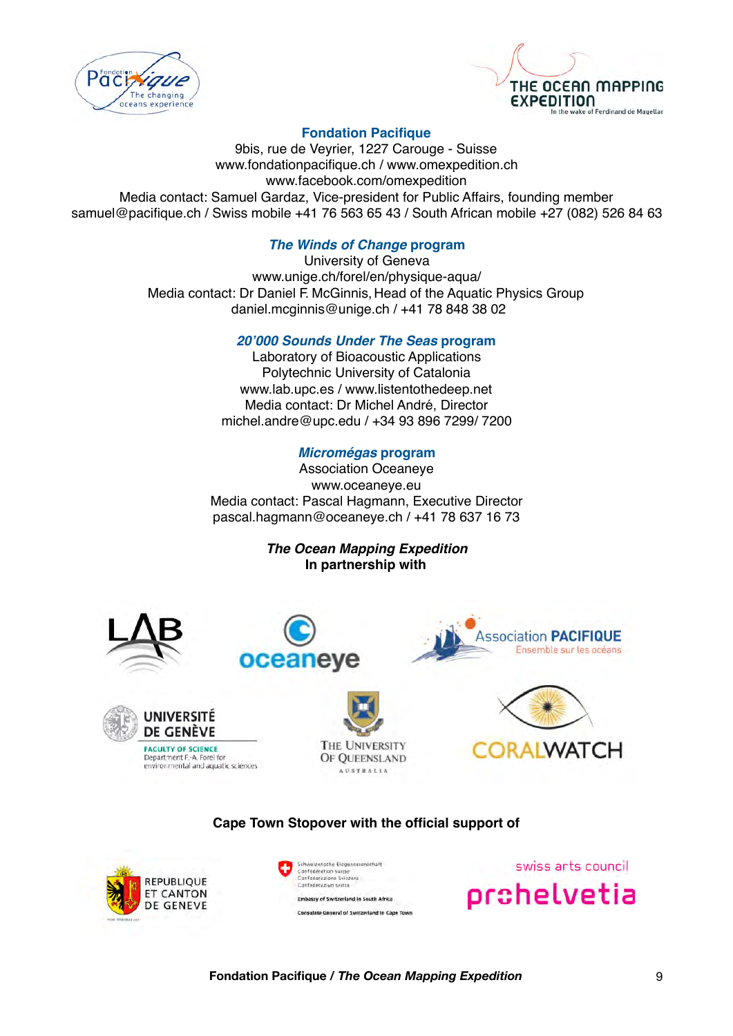**Fondation Pacifique**
9bis, rue de Veyrier, 1227 Carouge - Suisse
www.fondationpacifique.ch / www.omexpedition.ch
www.facebook.com/omexpedition
Media contact: Samuel Gardaz, Vice-president for Public Affairs, founding member
samuel@pacifique.ch / Swiss mobile +41 76 563 65 43 / South African mobile +27 (082) 526 84 63

***The Winds of Change* program**
University of Geneva
www.unige.ch/forel/en/physique-aqua/
Media contact: Dr Daniel F. McGinnis, Head of the Aquatic Physics Group
daniel.mcginnis@unige.ch / +41 78 848 38 02

***20'000 Sounds Under The Seas* program**
Laboratory of Bioacoustic Applications
Polytechnic University of Catalonia
www.lab.upc.es / www.listentothedeep.net
Media contact: Dr Michel André, Director
michel.andre@upc.edu / +34 93 896 7299/ 7200

***Micromégas* program**
Association Oceaneye
www.oceaneye.eu
Media contact: Pascal Hagmann, Executive Director
pascal.hagmann@oceaneye.ch / +41 78 637 16 73

***The Ocean Mapping Expedition***
**In partnership with**

**Cape Town Stopover with the official support of**